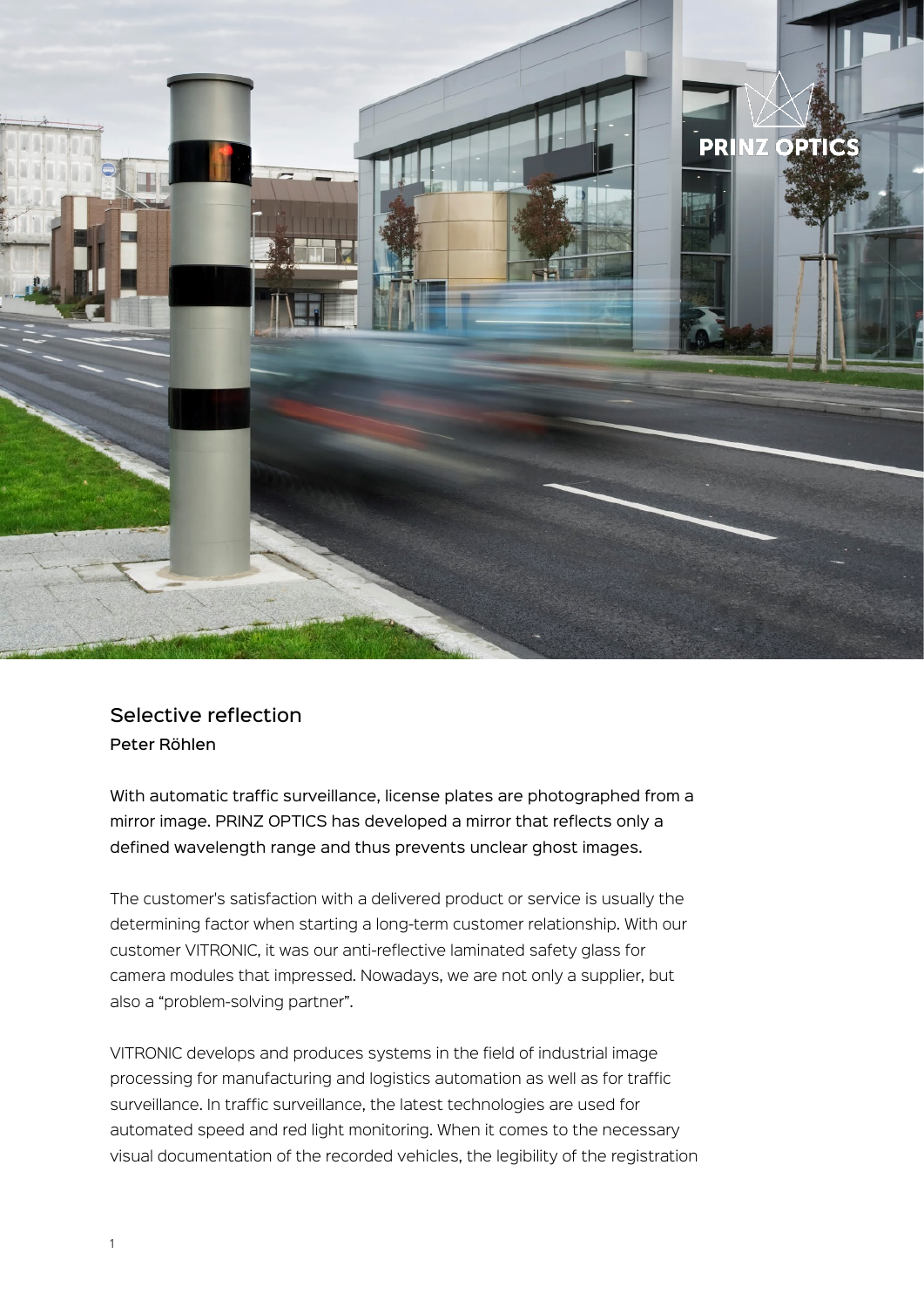## Selective reflection

**Peter Röhlen**

With automatic traffic surveillance, license plates are photographed from a mirror image. PRINZ OPTICS has developed a mirror that reflects only a defined wavelength range and thus prevents unclear ghost images.

The customer's satisfaction with a delivered product or service is usually the determining factor when starting a long-term customer relationship. With our customer VITRONIC, it was our anti-reflective laminated safety glass for camera modules that impressed. Nowadays, we are not only a supplier, but also a “problem-solving partner”.

VITRONIC develops and produces systems in the field of industrial image processing for manufacturing and logistics automation as well as for traffic surveillance. In traffic surveillance, the latest technologies are used for automated speed and red light monitoring. When it comes to the necessary visual documentation of the recorded vehicles, the legibility of the registration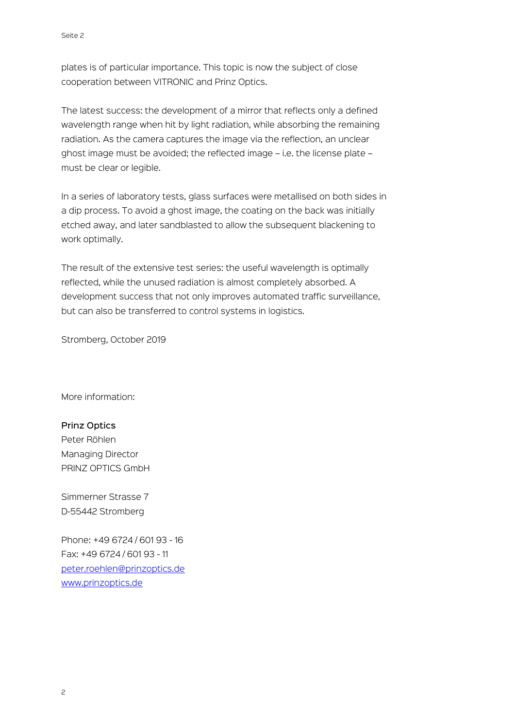plates is of particular importance. This topic is now the subject of close cooperation between VITRONIC and Prinz Optics.

The latest success: the development of a mirror that reflects only a defined wavelength range when hit by light radiation, while absorbing the remaining radiation. As the camera captures the image via the reflection, an unclear ghost image must be avoided; the reflected image – i.e. the license plate – must be clear or legible.

In a series of laboratory tests, glass surfaces were metallised on both sides in a dip process. To avoid a ghost image, the coating on the back was initially etched away, and later sandblasted to allow the subsequent blackening to work optimally.

The result of the extensive test series: the useful wavelength is optimally reflected, while the unused radiation is almost completely absorbed. A development success that not only improves automated traffic surveillance, but can also be transferred to control systems in logistics.

Stromberg, October 2019

More information:

**Prinz Optics**
Peter Röhlen
Managing Director
PRINZ OPTICS GmbH

Simmerner Strasse 7
D-55442 Stromberg

Phone: +49 6724 / 601 93 - 16
Fax: +49 6724 / 601 93 - 11
peter.roehlen@prinzoptics.de
www.prinzoptics.de